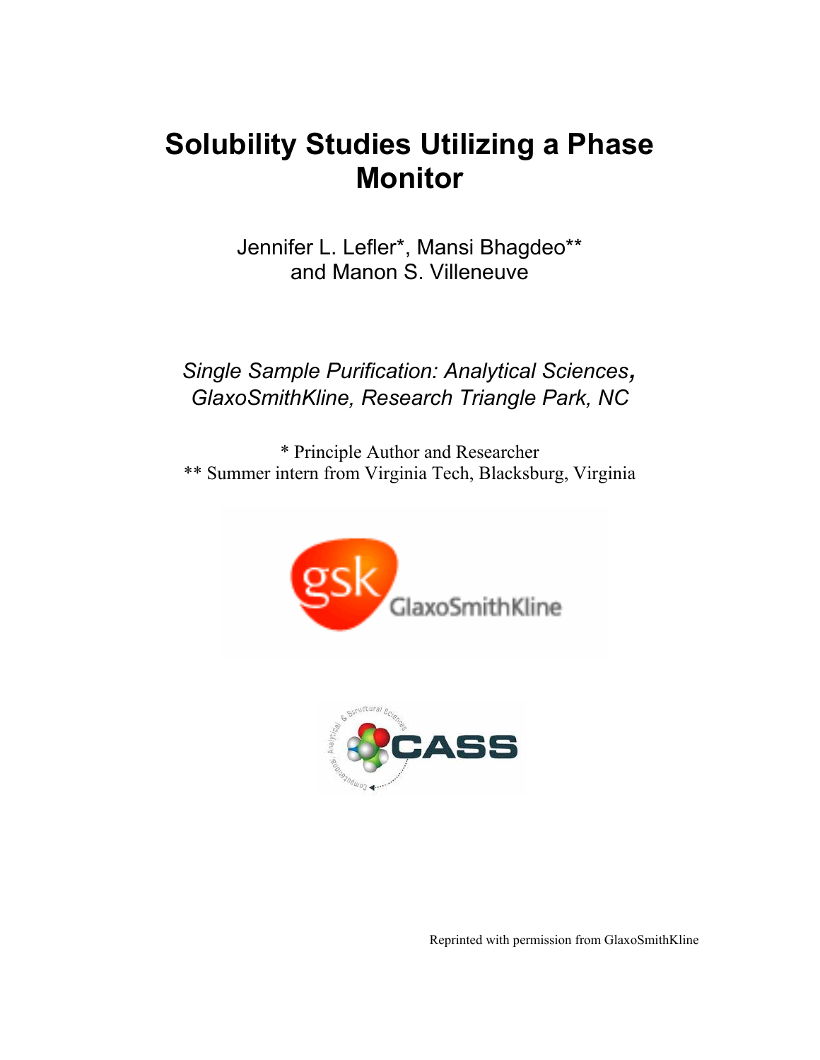# Solubility Studies Utilizing a Phase Monitor

Jennifer L. Lefler*, Mansi Bhagdeo**
and Manon S. Villeneuve

*Single Sample Purification: Analytical Sciences, GlaxoSmithKline, Research Triangle Park, NC*

* Principle Author and Researcher
** Summer intern from Virginia Tech, Blacksburg, Virginia

Reprinted with permission from GlaxoSmithKline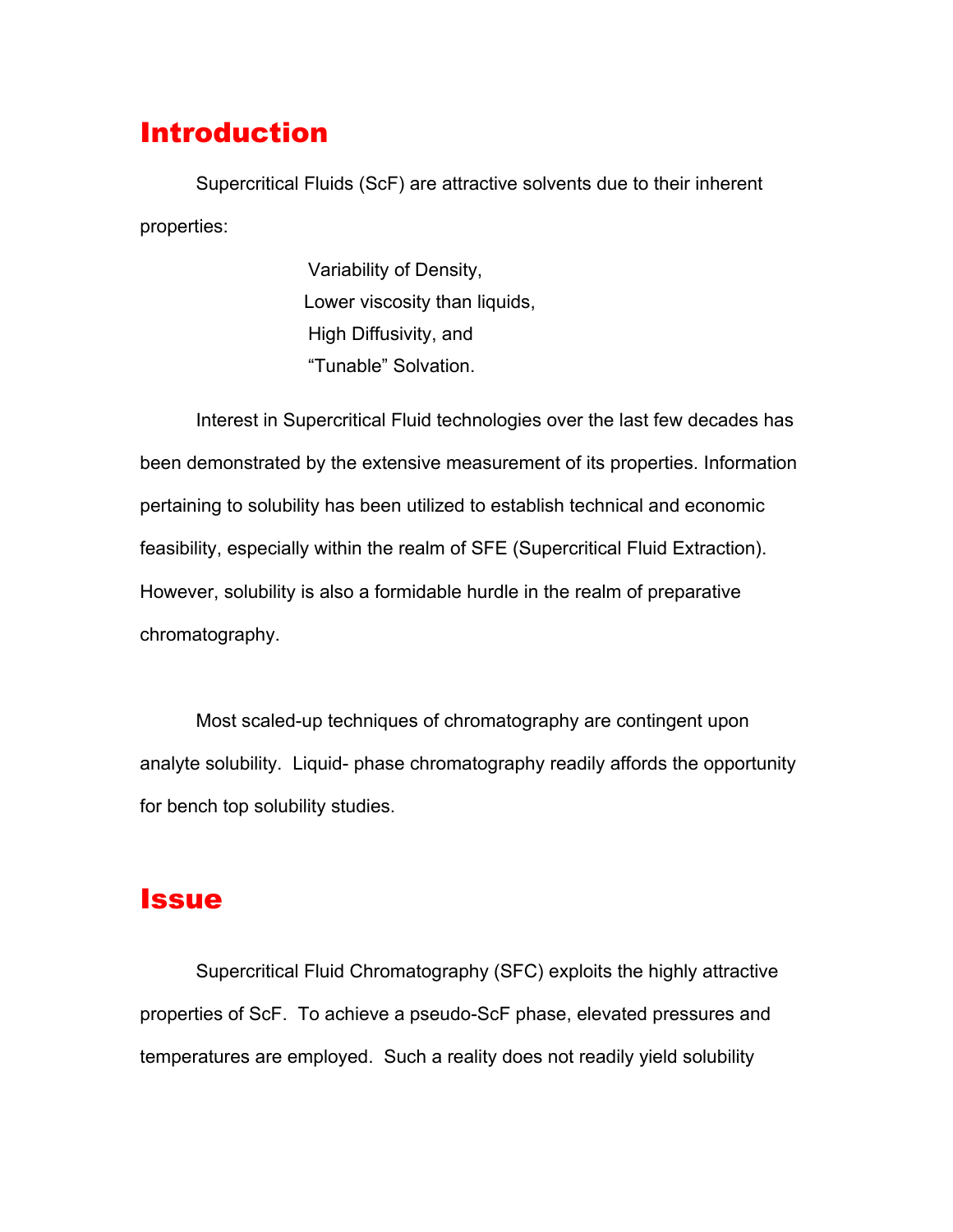# Introduction

Supercritical Fluids (ScF) are attractive solvents due to their inherent properties:

Variability of Density,
Lower viscosity than liquids,
High Diffusivity, and
"Tunable" Solvation.

Interest in Supercritical Fluid technologies over the last few decades has been demonstrated by the extensive measurement of its properties. Information pertaining to solubility has been utilized to establish technical and economic feasibility, especially within the realm of SFE (Supercritical Fluid Extraction). However, solubility is also a formidable hurdle in the realm of preparative chromatography.

Most scaled-up techniques of chromatography are contingent upon analyte solubility. Liquid- phase chromatography readily affords the opportunity for bench top solubility studies.

# Issue

Supercritical Fluid Chromatography (SFC) exploits the highly attractive properties of ScF. To achieve a pseudo-ScF phase, elevated pressures and temperatures are employed. Such a reality does not readily yield solubility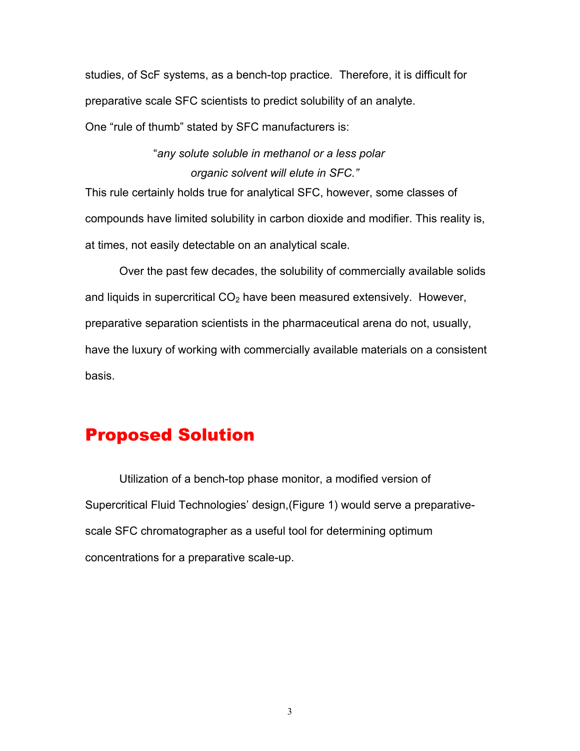studies, of ScF systems, as a bench-top practice. Therefore, it is difficult for preparative scale SFC scientists to predict solubility of an analyte.
One "rule of thumb" stated by SFC manufacturers is:

> "*any solute soluble in methanol or a less polar organic solvent will elute in SFC.*"

This rule certainly holds true for analytical SFC, however, some classes of compounds have limited solubility in carbon dioxide and modifier. This reality is, at times, not easily detectable on an analytical scale.

Over the past few decades, the solubility of commercially available solids and liquids in supercritical $CO_2$ have been measured extensively. However, preparative separation scientists in the pharmaceutical arena do not, usually, have the luxury of working with commercially available materials on a consistent basis.

## Proposed Solution

Utilization of a bench-top phase monitor, a modified version of Supercritical Fluid Technologies' design,(Figure 1) would serve a preparative-scale SFC chromatographer as a useful tool for determining optimum concentrations for a preparative scale-up.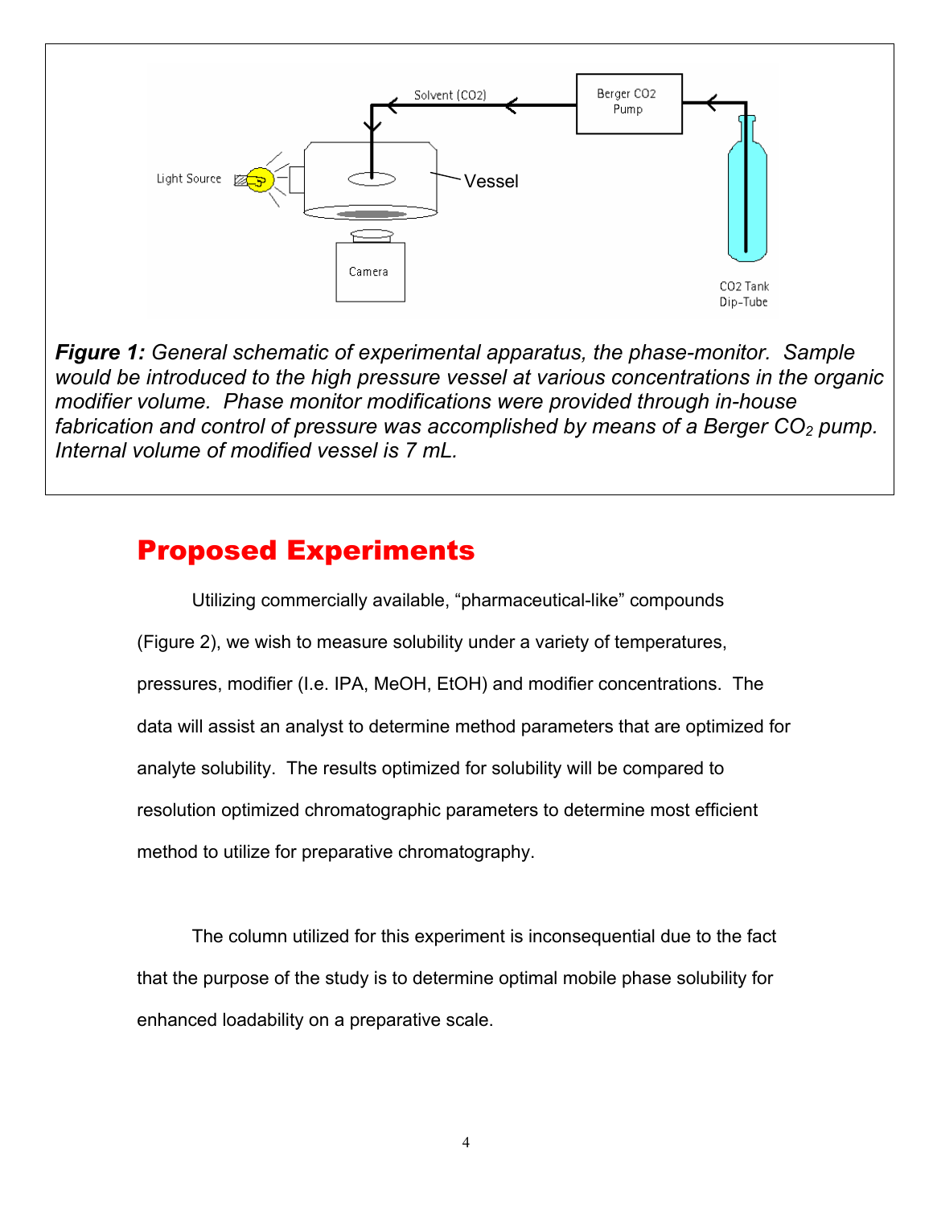**Figure 1:** *General schematic of experimental apparatus, the phase-monitor. Sample would be introduced to the high pressure vessel at various concentrations in the organic modifier volume. Phase monitor modifications were provided through in-house fabrication and control of pressure was accomplished by means of a Berger $CO_2$ pump. Internal volume of modified vessel is 7 mL.*

## Proposed Experiments

Utilizing commercially available, "pharmaceutical-like" compounds (Figure 2), we wish to measure solubility under a variety of temperatures, pressures, modifier (I.e. IPA, MeOH, EtOH) and modifier concentrations. The data will assist an analyst to determine method parameters that are optimized for analyte solubility. The results optimized for solubility will be compared to resolution optimized chromatographic parameters to determine most efficient method to utilize for preparative chromatography.

The column utilized for this experiment is inconsequential due to the fact that the purpose of the study is to determine optimal mobile phase solubility for enhanced loadability on a preparative scale.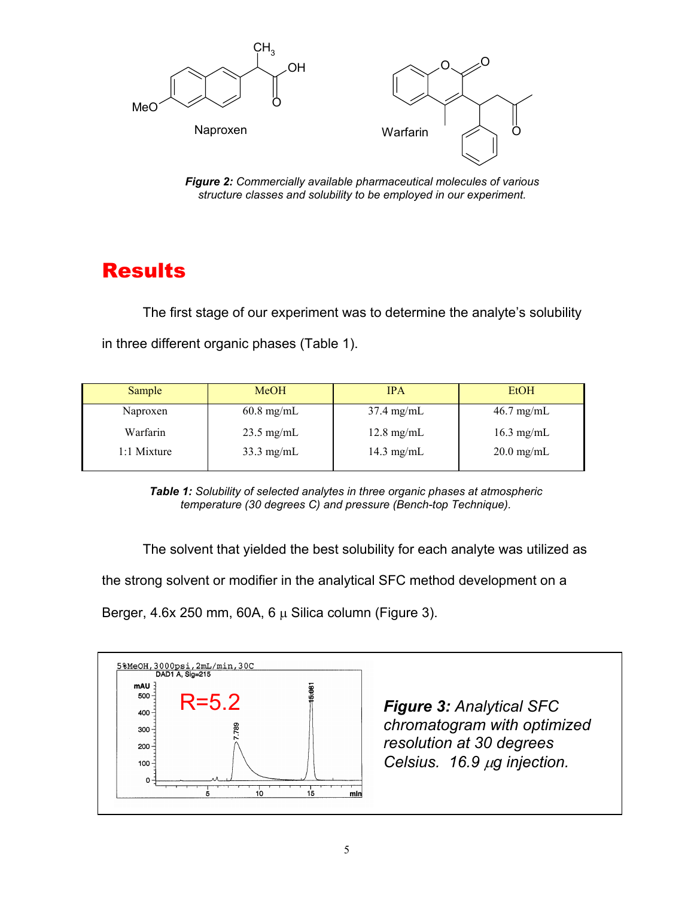*Figure 2: Commercially available pharmaceutical molecules of various structure classes and solubility to be employed in our experiment.*

# Results

The first stage of our experiment was to determine the analyte's solubility in three different organic phases (Table 1).

| Sample | MeOH | IPA | EtOH |
|---|---|---|---|
| Naproxen | 60.8 mg/mL | 37.4 mg/mL | 46.7 mg/mL |
| Warfarin | 23.5 mg/mL | 12.8 mg/mL | 16.3 mg/mL |
| 1:1 Mixture | 33.3 mg/mL | 14.3 mg/mL | 20.0 mg/mL |

***Table 1:*** *Solubility of selected analytes in three organic phases at atmospheric temperature (30 degrees C) and pressure (Bench-top Technique).*

The solvent that yielded the best solubility for each analyte was utilized as the strong solvent or modifier in the analytical SFC method development on a Berger, 4.6x 250 mm, 60A, 6 µ Silica column (Figure 3).

***Figure 3:*** *Analytical SFC chromatogram with optimized resolution at 30 degrees Celsius. 16.9 µg injection.*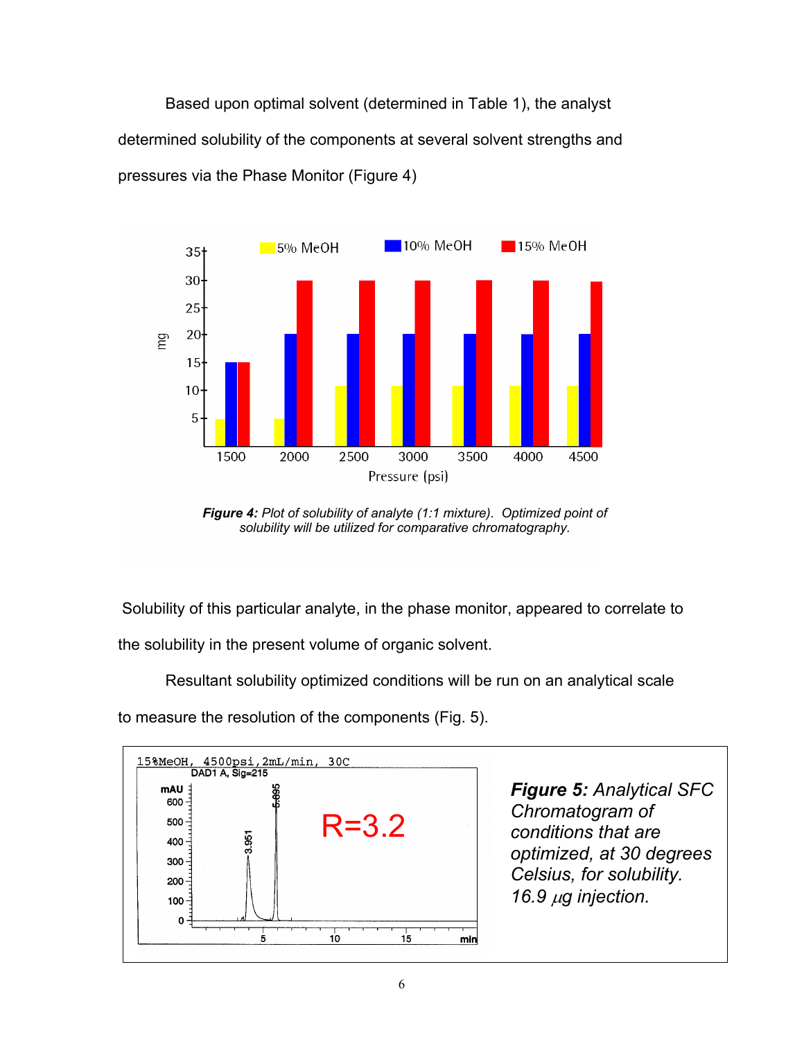Based upon optimal solvent (determined in Table 1), the analyst determined solubility of the components at several solvent strengths and pressures via the Phase Monitor (Figure 4)

***Figure 4:*** *Plot of solubility of analyte (1:1 mixture). Optimized point of solubility will be utilized for comparative chromatography.*

Solubility of this particular analyte, in the phase monitor, appeared to correlate to the solubility in the present volume of organic solvent.

Resultant solubility optimized conditions will be run on an analytical scale to measure the resolution of the components (Fig. 5).

***Figure 5:*** *Analytical SFC Chromatogram of conditions that are optimized, at 30 degrees Celsius, for solubility. 16.9 $\mu$g injection.*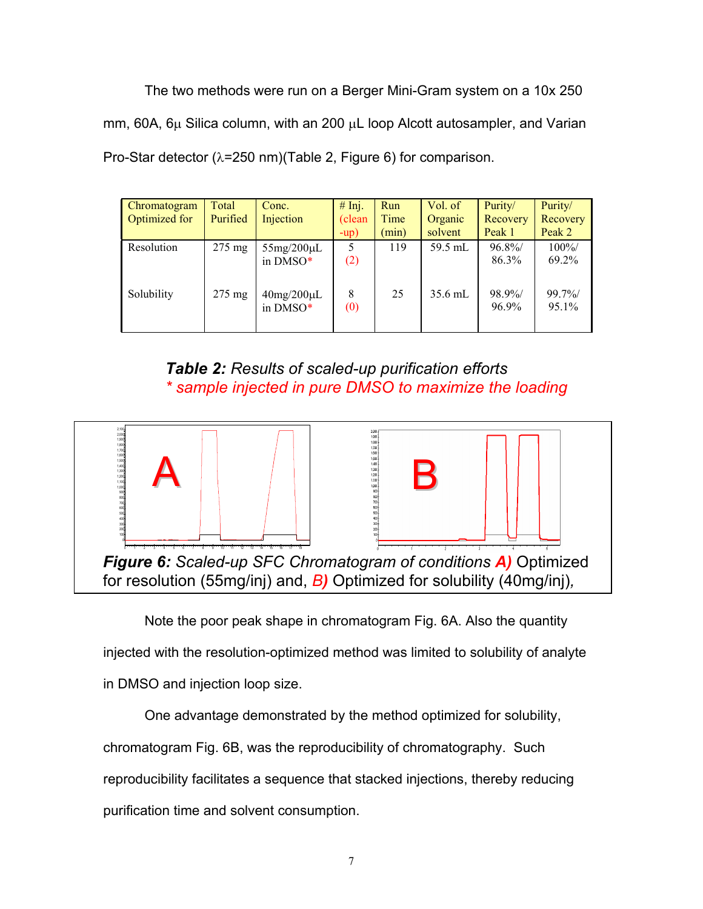The two methods were run on a Berger Mini-Gram system on a 10x 250 mm, 60A, 6μ Silica column, with an 200 μL loop Alcott autosampler, and Varian Pro-Star detector (λ=250 nm)(Table 2, Figure 6) for comparison.

| Chromatogram Optimized for | Total Purified | Conc. Injection | # Inj. (clean -up) | Run Time (min) | Vol. of Organic solvent | Purity/ Recovery Peak 1 | Purity/ Recovery Peak 2 |
|---|---|---|---|---|---|---|---|
| Resolution | 275 mg | 55mg/200μL in DMSO* | 5 (2) | 119 | 59.5 mL | 96.8%/ 86.3% | 100%/ 69.2% |
| Solubility | 275 mg | 40mg/200μL in DMSO* | 8 (0) | 25 | 35.6 mL | 98.9%/ 96.9% | 99.7%/ 95.1% |

***Table 2:*** *Results of scaled-up purification efforts*
*\* sample injected in pure DMSO to maximize the loading*

***Figure 6:*** *Scaled-up SFC Chromatogram of conditions* ***A)*** Optimized for resolution (55mg/inj) and, ***B)*** Optimized for solubility (40mg/inj),

Note the poor peak shape in chromatogram Fig. 6A. Also the quantity injected with the resolution-optimized method was limited to solubility of analyte in DMSO and injection loop size.

One advantage demonstrated by the method optimized for solubility, chromatogram Fig. 6B, was the reproducibility of chromatography. Such reproducibility facilitates a sequence that stacked injections, thereby reducing purification time and solvent consumption.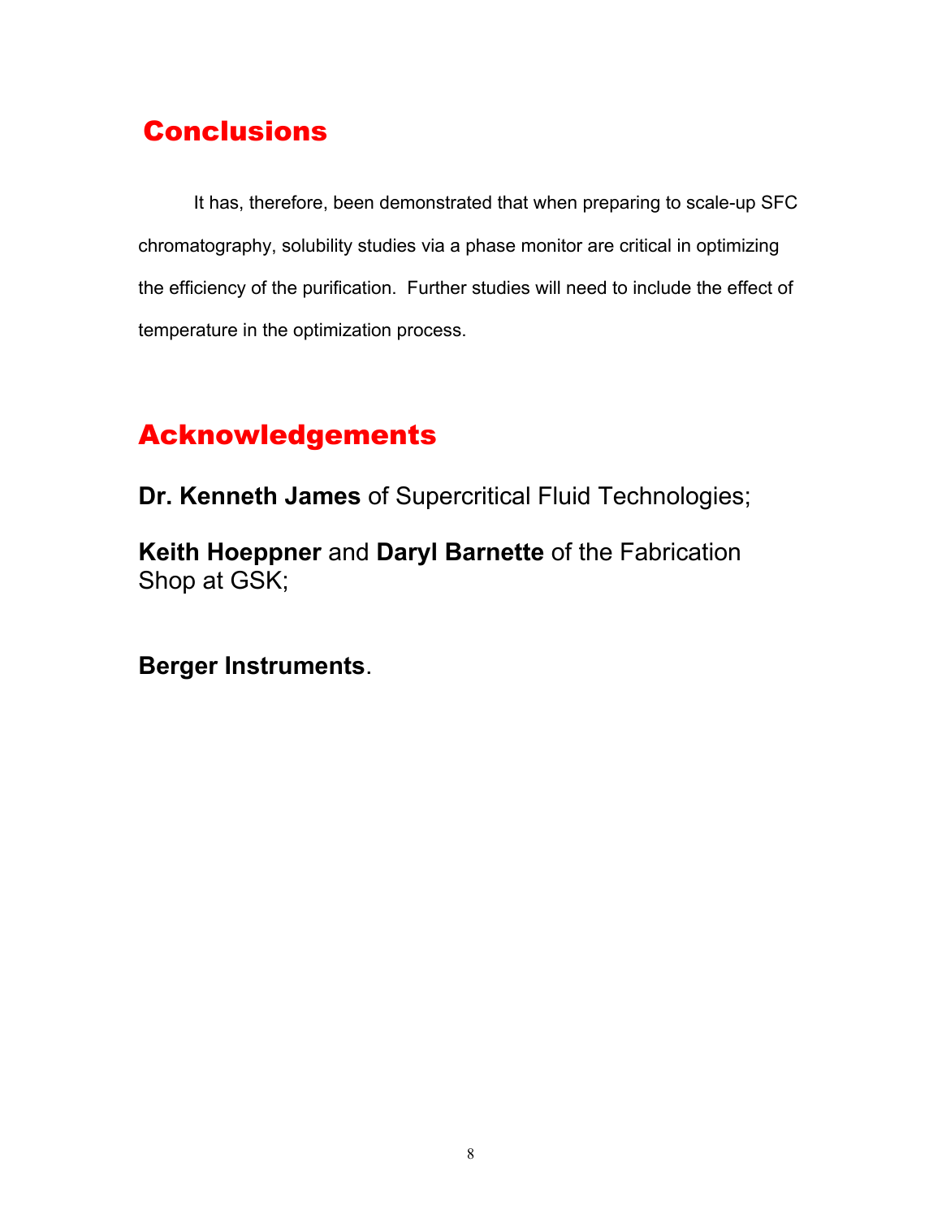## Conclusions

It has, therefore, been demonstrated that when preparing to scale-up SFC chromatography, solubility studies via a phase monitor are critical in optimizing the efficiency of the purification. Further studies will need to include the effect of temperature in the optimization process.

## Acknowledgements

**Dr. Kenneth James** of Supercritical Fluid Technologies;

**Keith Hoeppner** and **Daryl Barnette** of the Fabrication Shop at GSK;

**Berger Instruments**.